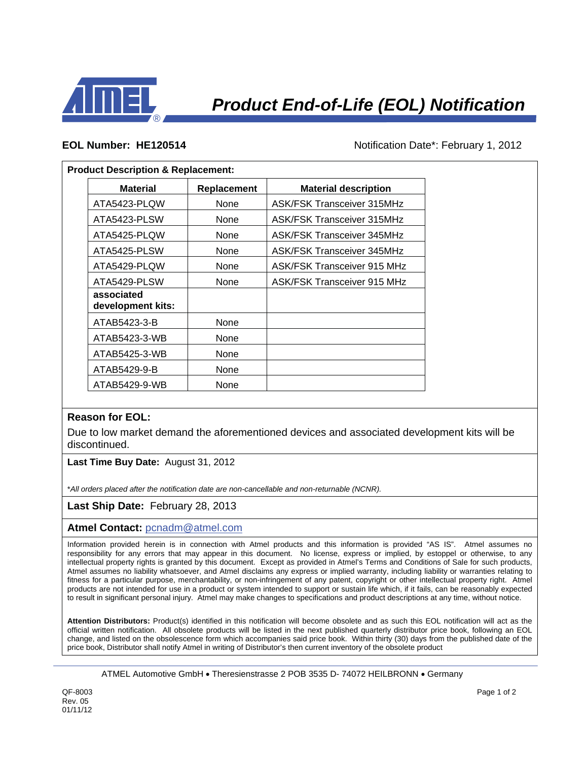# Product End-of-Life (EOL) Notification

**EOL Number: HE120514**

Notification Date*: February 1, 2012

**Product Description & Replacement:**

| Material | Replacement | Material description |
|---|---|---|
| ATA5423-PLQW | None | ASK/FSK Transceiver 315MHz |
| ATA5423-PLSW | None | ASK/FSK Transceiver 315MHz |
| ATA5425-PLQW | None | ASK/FSK Transceiver 345MHz |
| ATA5425-PLSW | None | ASK/FSK Transceiver 345MHz |
| ATA5429-PLQW | None | ASK/FSK Transceiver 915 MHz |
| ATA5429-PLSW | None | ASK/FSK Transceiver 915 MHz |
| **associated development kits:** | | |
| ATAB5423-3-B | None | |
| ATAB5423-3-WB | None | |
| ATAB5425-3-WB | None | |
| ATAB5429-9-B | None | |
| ATAB5429-9-WB | None | |

**Reason for EOL:**

Due to low market demand the aforementioned devices and associated development kits will be discontinued.

**Last Time Buy Date:** August 31, 2012

**All orders placed after the notification date are non-cancellable and non-returnable (NCNR).*

**Last Ship Date:** February 28, 2013

**Atmel Contact:** pcnadm@atmel.com

Information provided herein is in connection with Atmel products and this information is provided "AS IS". Atmel assumes no responsibility for any errors that may appear in this document. No license, express or implied, by estoppel or otherwise, to any intellectual property rights is granted by this document. Except as provided in Atmel's Terms and Conditions of Sale for such products, Atmel assumes no liability whatsoever, and Atmel disclaims any express or implied warranty, including liability or warranties relating to fitness for a particular purpose, merchantability, or non-infringement of any patent, copyright or other intellectual property right. Atmel products are not intended for use in a product or system intended to support or sustain life which, if it fails, can be reasonably expected to result in significant personal injury. Atmel may make changes to specifications and product descriptions at any time, without notice.

**Attention Distributors:** Product(s) identified in this notification will become obsolete and as such this EOL notification will act as the official written notification. All obsolete products will be listed in the next published quarterly distributor price book, following an EOL change, and listed on the obsolescence form which accompanies said price book. Within thirty (30) days from the published date of the price book, Distributor shall notify Atmel in writing of Distributor's then current inventory of the obsolete product

ATMEL Automotive GmbH • Theresienstrasse 2 POB 3535 D- 74072 HEILBRONN • Germany

QF-8003
Rev. 05
01/11/12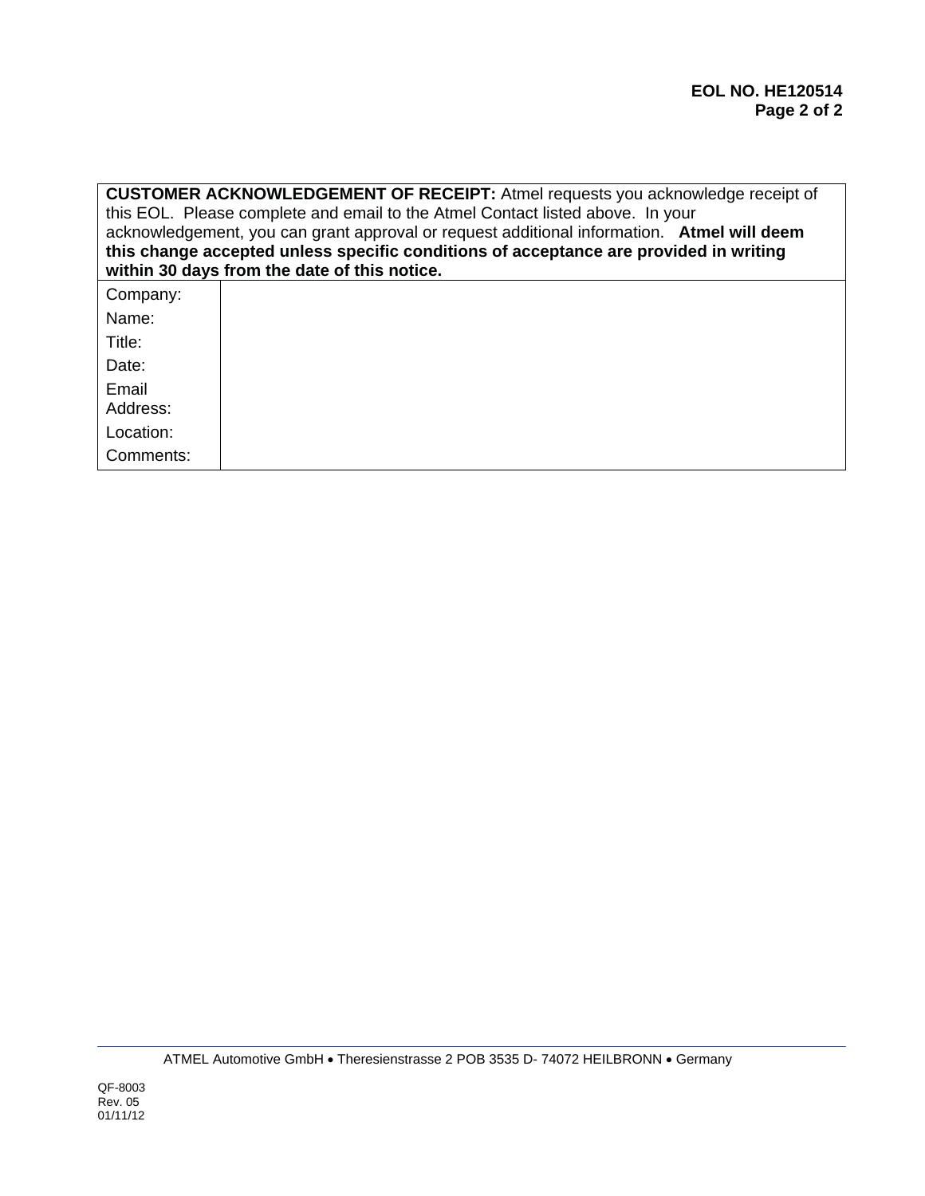| **CUSTOMER ACKNOWLEDGEMENT OF RECEIPT:** Atmel requests you acknowledge receipt of this EOL. Please complete and email to the Atmel Contact listed above. In your acknowledgement, you can grant approval or request additional information. **Atmel will deem this change accepted unless specific conditions of acceptance are provided in writing within 30 days from the date of this notice.** | |
|---|---|
| Company: | |
| Name: | |
| Title: | |
| Date: | |
| Email Address: | |
| Location: | |
| Comments: | |

ATMEL Automotive GmbH • Theresienstrasse 2 POB 3535 D- 74072 HEILBRONN • Germany

QF-8003
Rev. 05
01/11/12